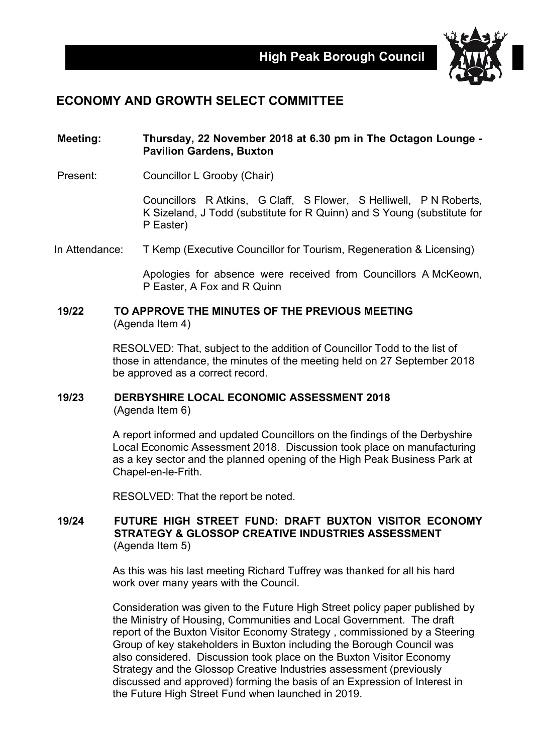# High Peak Borough Council

## ECONOMY AND GROWTH SELECT COMMITTEE

**Meeting:** **Thursday, 22 November 2018 at 6.30 pm in The Octagon Lounge - Pavilion Gardens, Buxton**

Present: Councillor L Grooby (Chair)

Councillors R Atkins, G Claff, S Flower, S Helliwell, P N Roberts, K Sizeland, J Todd (substitute for R Quinn) and S Young (substitute for P Easter)

In Attendance: T Kemp (Executive Councillor for Tourism, Regeneration & Licensing)

Apologies for absence were received from Councillors A McKeown, P Easter, A Fox and R Quinn

### 19/22 TO APPROVE THE MINUTES OF THE PREVIOUS MEETING

(Agenda Item 4)

RESOLVED: That, subject to the addition of Councillor Todd to the list of those in attendance, the minutes of the meeting held on 27 September 2018 be approved as a correct record.

### 19/23 DERBYSHIRE LOCAL ECONOMIC ASSESSMENT 2018

(Agenda Item 6)

A report informed and updated Councillors on the findings of the Derbyshire Local Economic Assessment 2018. Discussion took place on manufacturing as a key sector and the planned opening of the High Peak Business Park at Chapel-en-le-Frith.

RESOLVED: That the report be noted.

### 19/24 FUTURE HIGH STREET FUND: DRAFT BUXTON VISITOR ECONOMY STRATEGY & GLOSSOP CREATIVE INDUSTRIES ASSESSMENT

(Agenda Item 5)

As this was his last meeting Richard Tuffrey was thanked for all his hard work over many years with the Council.

Consideration was given to the Future High Street policy paper published by the Ministry of Housing, Communities and Local Government. The draft report of the Buxton Visitor Economy Strategy , commissioned by a Steering Group of key stakeholders in Buxton including the Borough Council was also considered. Discussion took place on the Buxton Visitor Economy Strategy and the Glossop Creative Industries assessment (previously discussed and approved) forming the basis of an Expression of Interest in the Future High Street Fund when launched in 2019.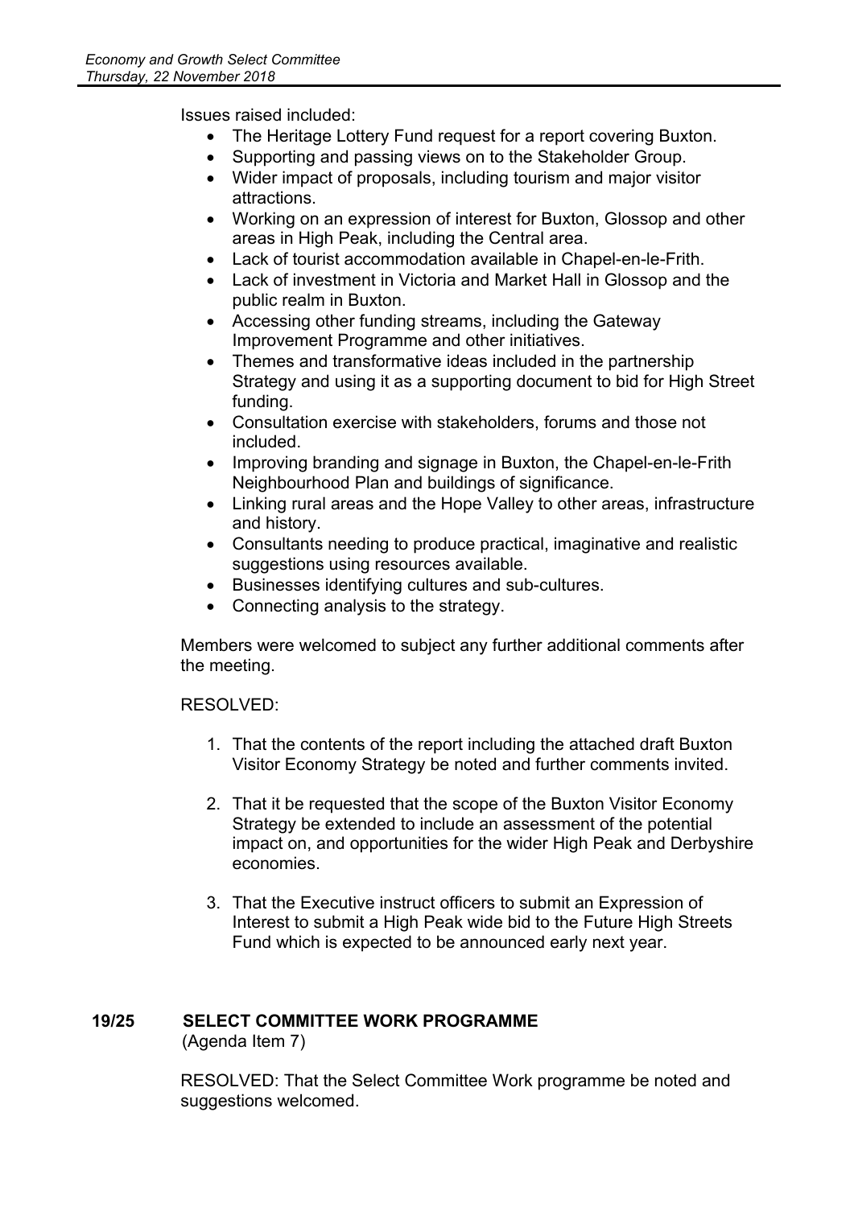Issues raised included:

- The Heritage Lottery Fund request for a report covering Buxton.
- Supporting and passing views on to the Stakeholder Group.
- Wider impact of proposals, including tourism and major visitor attractions.
- Working on an expression of interest for Buxton, Glossop and other areas in High Peak, including the Central area.
- Lack of tourist accommodation available in Chapel-en-le-Frith.
- Lack of investment in Victoria and Market Hall in Glossop and the public realm in Buxton.
- Accessing other funding streams, including the Gateway Improvement Programme and other initiatives.
- Themes and transformative ideas included in the partnership Strategy and using it as a supporting document to bid for High Street funding.
- Consultation exercise with stakeholders, forums and those not included.
- Improving branding and signage in Buxton, the Chapel-en-le-Frith Neighbourhood Plan and buildings of significance.
- Linking rural areas and the Hope Valley to other areas, infrastructure and history.
- Consultants needing to produce practical, imaginative and realistic suggestions using resources available.
- Businesses identifying cultures and sub-cultures.
- Connecting analysis to the strategy.

Members were welcomed to subject any further additional comments after the meeting.

RESOLVED:

1. That the contents of the report including the attached draft Buxton Visitor Economy Strategy be noted and further comments invited.

2. That it be requested that the scope of the Buxton Visitor Economy Strategy be extended to include an assessment of the potential impact on, and opportunities for the wider High Peak and Derbyshire economies.

3. That the Executive instruct officers to submit an Expression of Interest to submit a High Peak wide bid to the Future High Streets Fund which is expected to be announced early next year.

## 19/25 SELECT COMMITTEE WORK PROGRAMME

(Agenda Item 7)

RESOLVED: That the Select Committee Work programme be noted and suggestions welcomed.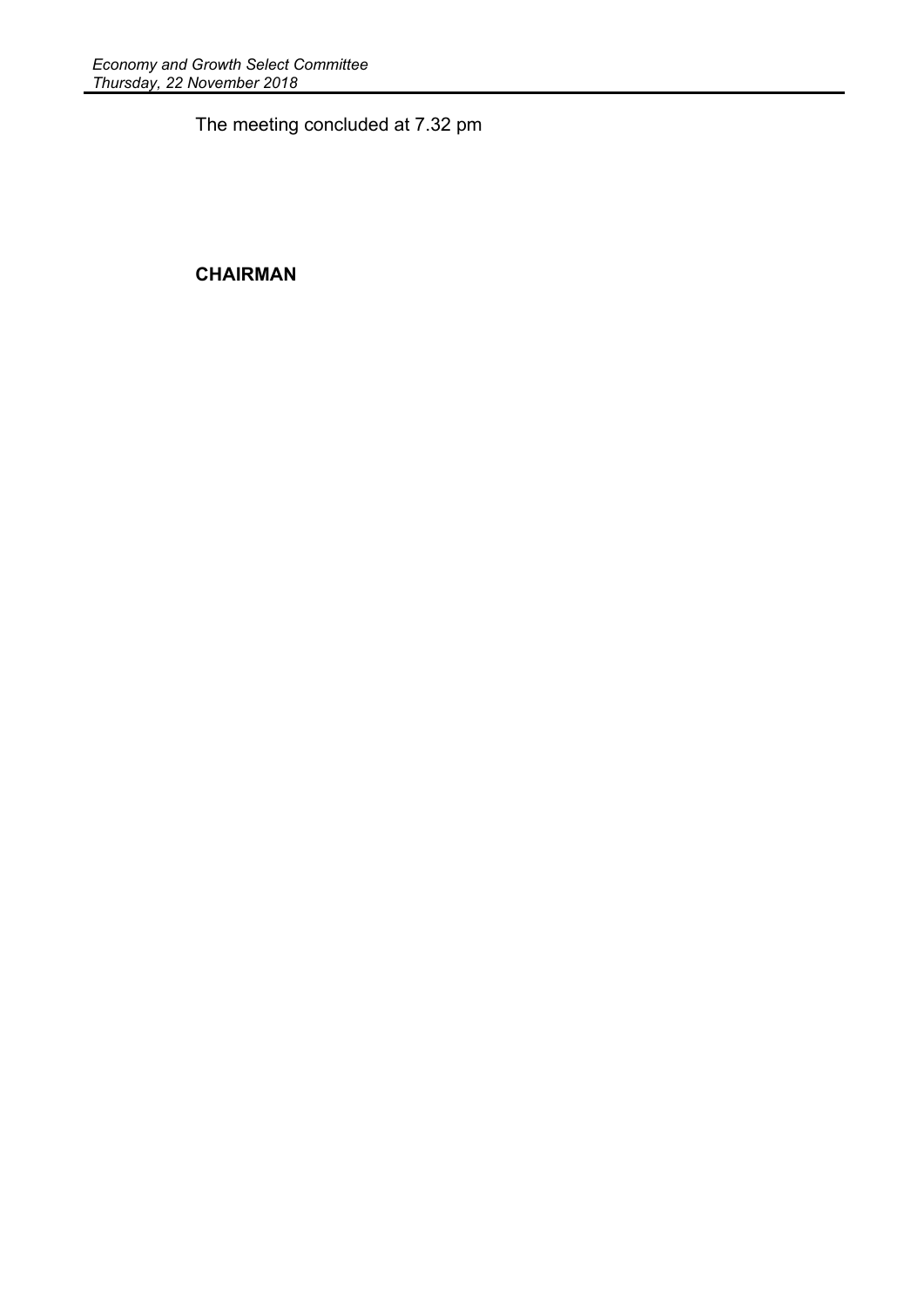The meeting concluded at 7.32 pm

**CHAIRMAN**